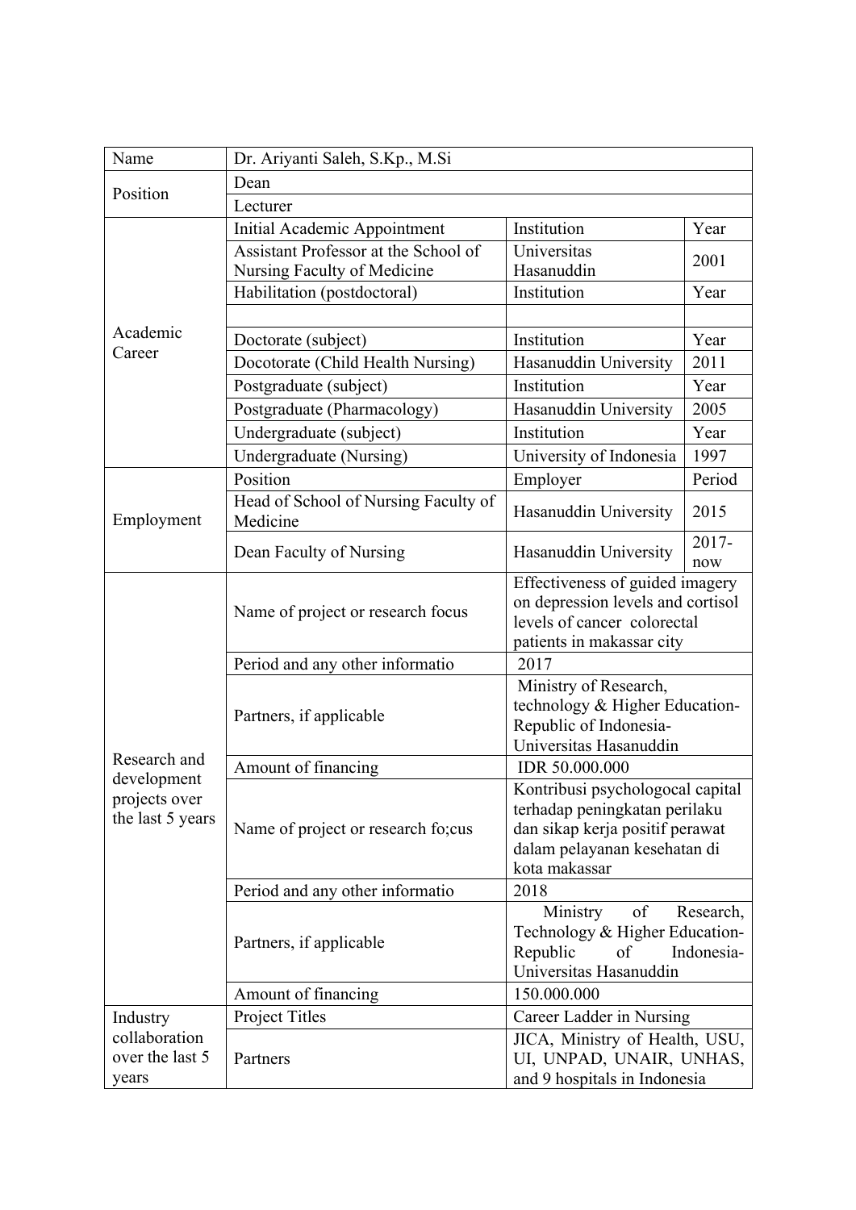| Name | Dr. Ariyanti Saleh, S.Kp., M.Si | | |
|---|---|---|---|
| Position | Dean | | |
| | Lecturer | | |
| Academic Career | Initial Academic Appointment | Institution | Year |
| | Assistant Professor at the School of Nursing Faculty of Medicine | Universitas Hasanuddin | 2001 |
| | Habilitation (postdoctoral) | Institution | Year |
| | | | |
| | Doctorate (subject) | Institution | Year |
| | Docotorate (Child Health Nursing) | Hasanuddin University | 2011 |
| | Postgraduate (subject) | Institution | Year |
| | Postgraduate (Pharmacology) | Hasanuddin University | 2005 |
| | Undergraduate (subject) | Institution | Year |
| | Undergraduate (Nursing) | University of Indonesia | 1997 |
| Employment | Position | Employer | Period |
| | Head of School of Nursing Faculty of Medicine | Hasanuddin University | 2015 |
| | Dean Faculty of Nursing | Hasanuddin University | 2017-now |
| Research and development projects over the last 5 years | Name of project or research focus | Effectiveness of guided imagery on depression levels and cortisol levels of cancer colorectal patients in makassar city | |
| | Period and any other informatio | 2017 | |
| | Partners, if applicable | Ministry of Research, technology & Higher Education-Republic of Indonesia-Universitas Hasanuddin | |
| | Amount of financing | IDR 50.000.000 | |
| | Name of project or research fo;cus | Kontribusi psychologocal capital terhadap peningkatan perilaku dan sikap kerja positif perawat dalam pelayanan kesehatan di kota makassar | |
| | Period and any other informatio | 2018 | |
| | Partners, if applicable | Ministry of Research, Technology & Higher Education-Republic of Indonesia-Universitas Hasanuddin | |
| | Amount of financing | 150.000.000 | |
| Industry collaboration over the last 5 years | Project Titles | Career Ladder in Nursing | |
| | Partners | JICA, Ministry of Health, USU, UI, UNPAD, UNAIR, UNHAS, and 9 hospitals in Indonesia | |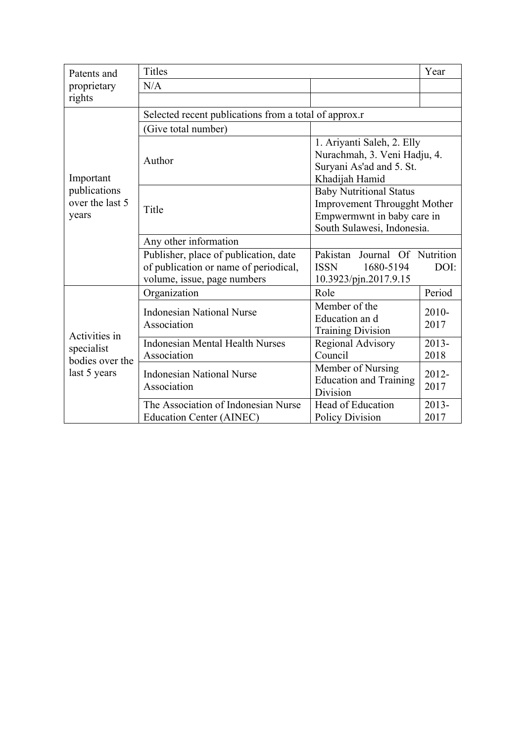| | | | |
|---|---|---|---|
| Patents and proprietary rights | Titles | | Year |
| | N/A | | |
| | | | |
| Important publications over the last 5 years | Selected recent publications from a total of approx.r | | |
| | (Give total number) | | |
| | Author | 1. Ariyanti Saleh, 2. Elly Nurachmah, 3. Veni Hadju, 4. Suryani As'ad and 5. St. Khadijah Hamid | |
| | Title | Baby Nutritional Status Improvement Througght Mother Empwermwnt in baby care in South Sulawesi, Indonesia. | |
| | Any other information | | |
| | Publisher, place of publication, date of publication or name of periodical, volume, issue, page numbers | Pakistan Journal Of Nutrition ISSN 1680-5194 DOI: 10.3923/pjn.2017.9.15 | |
| Activities in specialist bodies over the last 5 years | Organization | Role | Period |
| | Indonesian National Nurse Association | Member of the Education an d Training Division | 2010-2017 |
| | Indonesian Mental Health Nurses Association | Regional Advisory Council | 2013-2018 |
| | Indonesian National Nurse Association | Member of Nursing Education and Training Division | 2012-2017 |
| | The Association of Indonesian Nurse Education Center (AINEC) | Head of Education Policy Division | 2013-2017 |